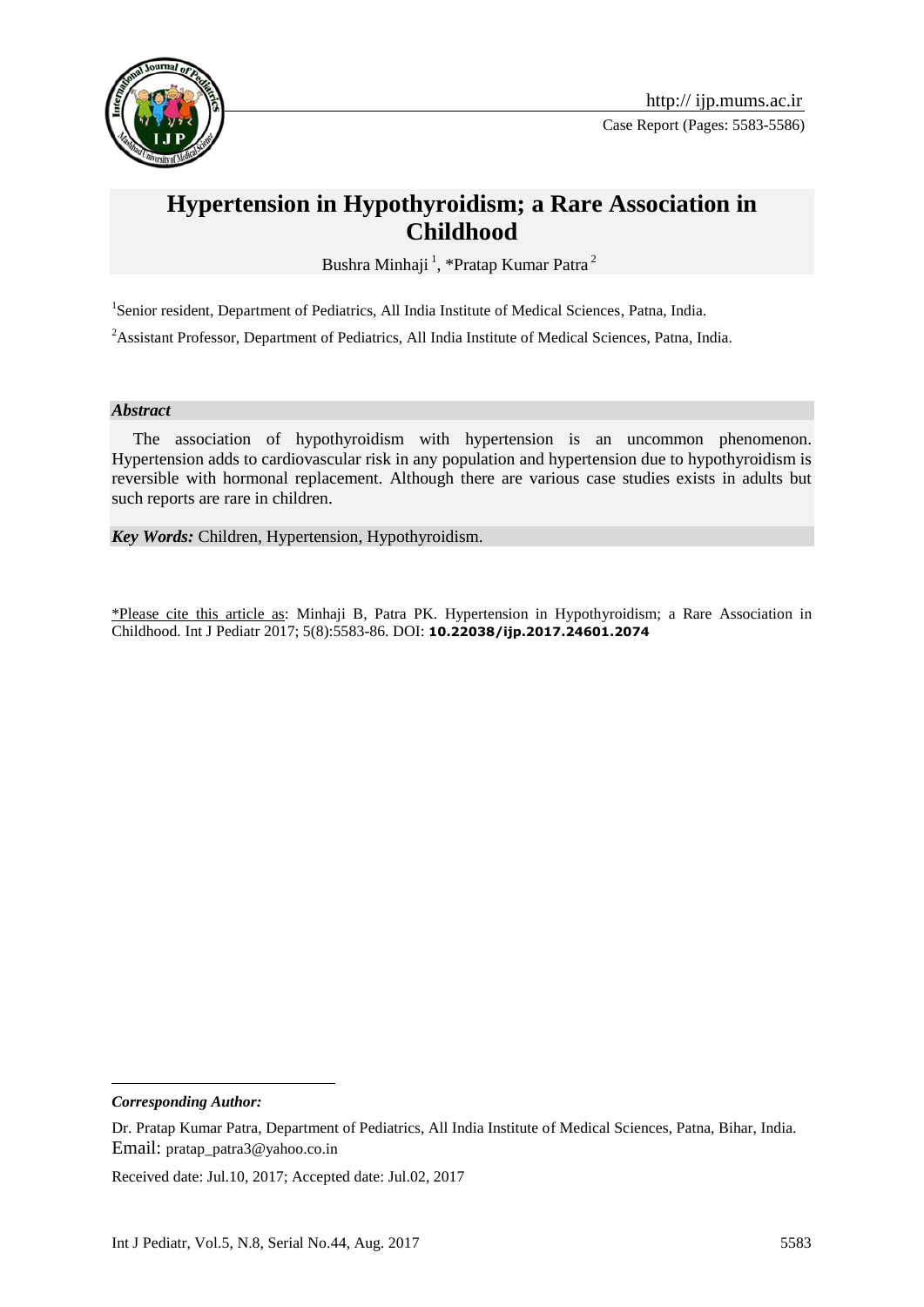Case Report (Pages: 5583-5586)

# Hypertension in Hypothyroidism; a Rare Association in Childhood

Bushra Minhaji [1], *Pratap Kumar Patra [2]

[1]Senior resident, Department of Pediatrics, All India Institute of Medical Sciences, Patna, India.

[2]Assistant Professor, Department of Pediatrics, All India Institute of Medical Sciences, Patna, India.

### *Abstract*

The association of hypothyroidism with hypertension is an uncommon phenomenon. Hypertension adds to cardiovascular risk in any population and hypertension due to hypothyroidism is reversible with hormonal replacement. Although there are various case studies exists in adults but such reports are rare in children.

***Key Words:*** Children, Hypertension, Hypothyroidism.

*Please cite this article as: Minhaji B, Patra PK. Hypertension in Hypothyroidism; a Rare Association in Childhood. Int J Pediatr 2017; 5(8):5583-86. DOI: **10.22038/ijp.2017.24601.2074**

***Corresponding Author:***

Dr. Pratap Kumar Patra, Department of Pediatrics, All India Institute of Medical Sciences, Patna, Bihar, India.
Email: pratap_patra3@yahoo.co.in

Received date: Jul.10, 2017; Accepted date: Jul.02, 2017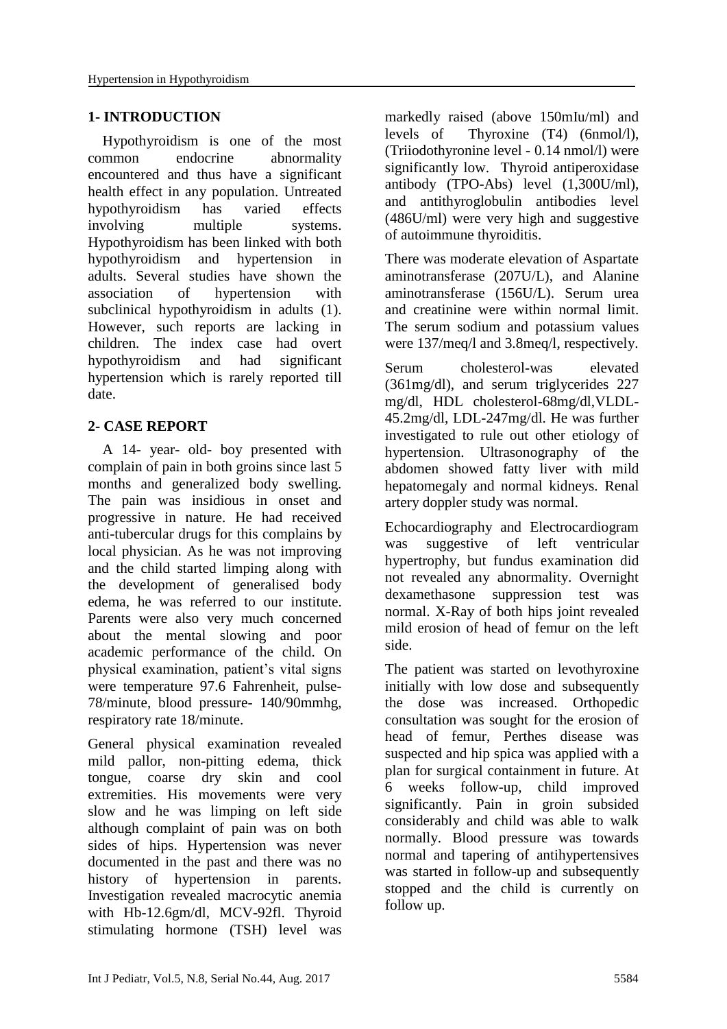## 1- INTRODUCTION

Hypothyroidism is one of the most common endocrine abnormality encountered and thus have a significant health effect in any population. Untreated hypothyroidism has varied effects involving multiple systems. Hypothyroidism has been linked with both hypothyroidism and hypertension in adults. Several studies have shown the association of hypertension with subclinical hypothyroidism in adults (1). However, such reports are lacking in children. The index case had overt hypothyroidism and had significant hypertension which is rarely reported till date.

## 2- CASE REPORT

A 14- year- old- boy presented with complain of pain in both groins since last 5 months and generalized body swelling. The pain was insidious in onset and progressive in nature. He had received anti-tubercular drugs for this complains by local physician. As he was not improving and the child started limping along with the development of generalised body edema, he was referred to our institute. Parents were also very much concerned about the mental slowing and poor academic performance of the child. On physical examination, patient's vital signs were temperature 97.6 Fahrenheit, pulse-78/minute, blood pressure- 140/90mmhg, respiratory rate 18/minute.

General physical examination revealed mild pallor, non-pitting edema, thick tongue, coarse dry skin and cool extremities. His movements were very slow and he was limping on left side although complaint of pain was on both sides of hips. Hypertension was never documented in the past and there was no history of hypertension in parents. Investigation revealed macrocytic anemia with Hb-12.6gm/dl, MCV-92fl. Thyroid stimulating hormone (TSH) level was markedly raised (above 150mIu/ml) and levels of Thyroxine (T4) (6nmol/l), (Triiodothyronine level - 0.14 nmol/l) were significantly low. Thyroid antiperoxidase antibody (TPO-Abs) level (1,300U/ml), and antithyroglobulin antibodies level (486U/ml) were very high and suggestive of autoimmune thyroiditis.

There was moderate elevation of Aspartate aminotransferase (207U/L), and Alanine aminotransferase (156U/L). Serum urea and creatinine were within normal limit. The serum sodium and potassium values were 137/meq/l and 3.8meq/l, respectively.

Serum cholesterol-was elevated (361mg/dl), and serum triglycerides 227 mg/dl, HDL cholesterol-68mg/dl,VLDL-45.2mg/dl, LDL-247mg/dl. He was further investigated to rule out other etiology of hypertension. Ultrasonography of the abdomen showed fatty liver with mild hepatomegaly and normal kidneys. Renal artery doppler study was normal.

Echocardiography and Electrocardiogram was suggestive of left ventricular hypertrophy, but fundus examination did not revealed any abnormality. Overnight dexamethasone suppression test was normal. X-Ray of both hips joint revealed mild erosion of head of femur on the left side.

The patient was started on levothyroxine initially with low dose and subsequently the dose was increased. Orthopedic consultation was sought for the erosion of head of femur, Perthes disease was suspected and hip spica was applied with a plan for surgical containment in future. At 6 weeks follow-up, child improved significantly. Pain in groin subsided considerably and child was able to walk normally. Blood pressure was towards normal and tapering of antihypertensives was started in follow-up and subsequently stopped and the child is currently on follow up.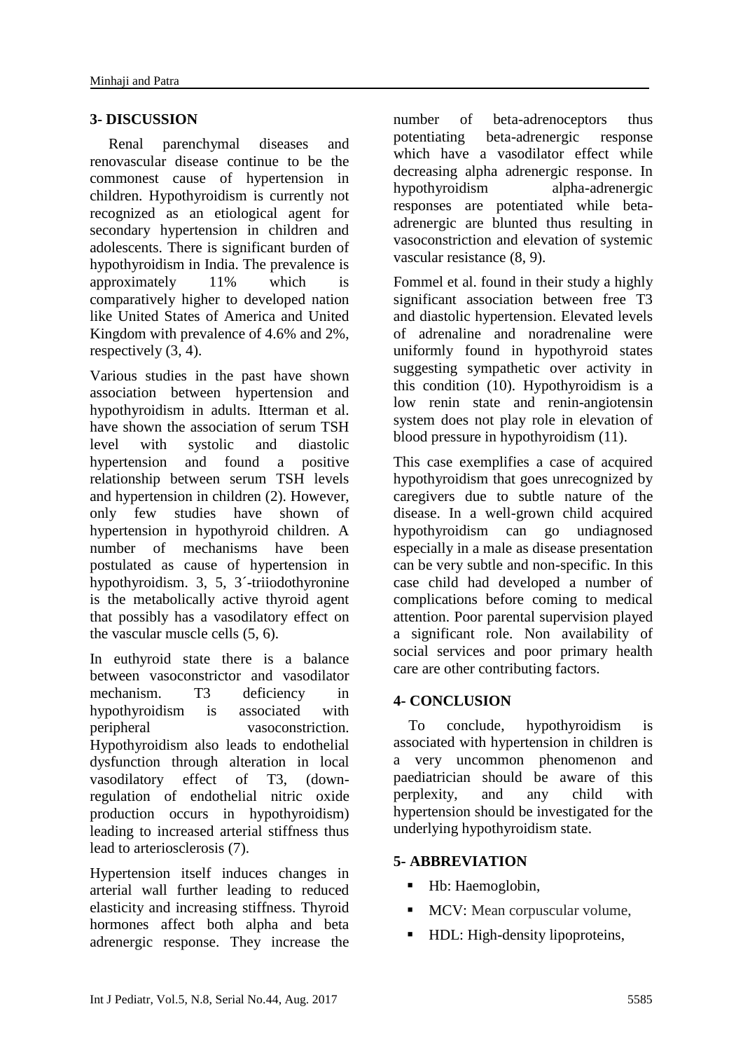## 3- DISCUSSION

Renal parenchymal diseases and renovascular disease continue to be the commonest cause of hypertension in children. Hypothyroidism is currently not recognized as an etiological agent for secondary hypertension in children and adolescents. There is significant burden of hypothyroidism in India. The prevalence is approximately 11% which is comparatively higher to developed nation like United States of America and United Kingdom with prevalence of 4.6% and 2%, respectively (3, 4).

Various studies in the past have shown association between hypertension and hypothyroidism in adults. Itterman et al. have shown the association of serum TSH level with systolic and diastolic hypertension and found a positive relationship between serum TSH levels and hypertension in children (2). However, only few studies have shown of hypertension in hypothyroid children. A number of mechanisms have been postulated as cause of hypertension in hypothyroidism. 3, 5, 3´-triiodothyronine is the metabolically active thyroid agent that possibly has a vasodilatory effect on the vascular muscle cells (5, 6).

In euthyroid state there is a balance between vasoconstrictor and vasodilator mechanism. T3 deficiency in hypothyroidism is associated with peripheral vasoconstriction. Hypothyroidism also leads to endothelial dysfunction through alteration in local vasodilatory effect of T3, (down-regulation of endothelial nitric oxide production occurs in hypothyroidism) leading to increased arterial stiffness thus lead to arteriosclerosis (7).

Hypertension itself induces changes in arterial wall further leading to reduced elasticity and increasing stiffness. Thyroid hormones affect both alpha and beta adrenergic response. They increase the number of beta-adrenoceptors thus potentiating beta-adrenergic response which have a vasodilator effect while decreasing alpha adrenergic response. In hypothyroidism alpha-adrenergic responses are potentiated while beta-adrenergic are blunted thus resulting in vasoconstriction and elevation of systemic vascular resistance (8, 9).

Fommel et al. found in their study a highly significant association between free T3 and diastolic hypertension. Elevated levels of adrenaline and noradrenaline were uniformly found in hypothyroid states suggesting sympathetic over activity in this condition (10). Hypothyroidism is a low renin state and renin-angiotensin system does not play role in elevation of blood pressure in hypothyroidism (11).

This case exemplifies a case of acquired hypothyroidism that goes unrecognized by caregivers due to subtle nature of the disease. In a well-grown child acquired hypothyroidism can go undiagnosed especially in a male as disease presentation can be very subtle and non-specific. In this case child had developed a number of complications before coming to medical attention. Poor parental supervision played a significant role. Non availability of social services and poor primary health care are other contributing factors.

## 4- CONCLUSION

To conclude, hypothyroidism is associated with hypertension in children is a very uncommon phenomenon and paediatrician should be aware of this perplexity, and any child with hypertension should be investigated for the underlying hypothyroidism state.

## 5- ABBREVIATION

- Hb: Haemoglobin,
- MCV: Mean corpuscular volume,
- HDL: High-density lipoproteins,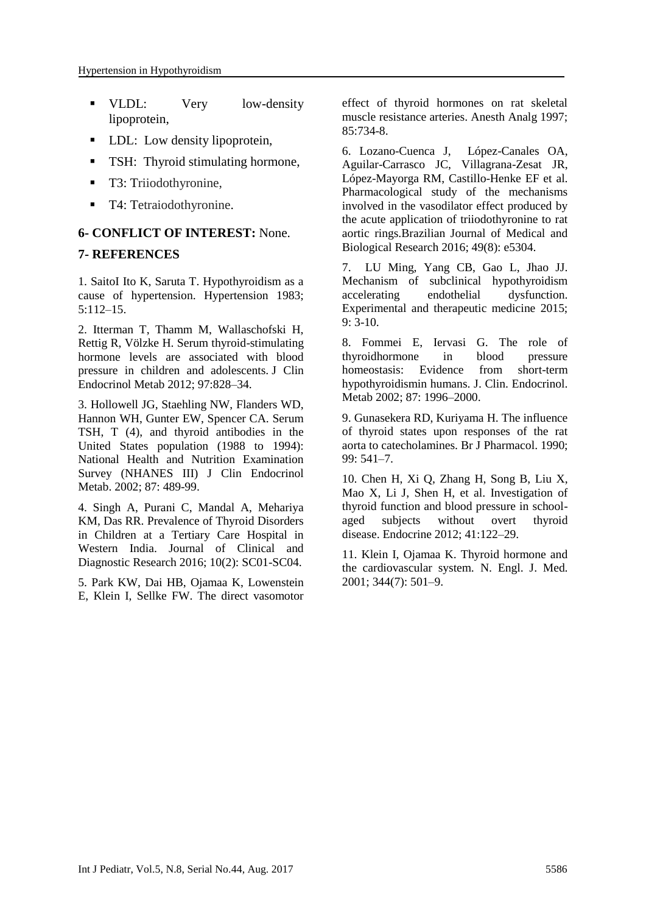- VLDL: Very low-density lipoprotein,
- LDL: Low density lipoprotein,
- TSH: Thyroid stimulating hormone,
- T3: Triiodothyronine,
- T4: Tetraiodothyronine.

## 6- CONFLICT OF INTEREST: None.

## 7- REFERENCES

1. SaitoI Ito K, Saruta T. Hypothyroidism as a cause of hypertension. Hypertension 1983; 5:112–15.

2. Itterman T, Thamm M, Wallaschofski H, Rettig R, Völzke H. Serum thyroid-stimulating hormone levels are associated with blood pressure in children and adolescents. J Clin Endocrinol Metab 2012; 97:828–34.

3. Hollowell JG, Staehling NW, Flanders WD, Hannon WH, Gunter EW, Spencer CA. Serum TSH, T (4), and thyroid antibodies in the United States population (1988 to 1994): National Health and Nutrition Examination Survey (NHANES III) J Clin Endocrinol Metab. 2002; 87: 489-99.

4. Singh A, Purani C, Mandal A, Mehariya KM, Das RR. Prevalence of Thyroid Disorders in Children at a Tertiary Care Hospital in Western India. Journal of Clinical and Diagnostic Research 2016; 10(2): SC01-SC04.

5. Park KW, Dai HB, Ojamaa K, Lowenstein E, Klein I, Sellke FW. The direct vasomotor effect of thyroid hormones on rat skeletal muscle resistance arteries. Anesth Analg 1997; 85:734-8.

6. Lozano-Cuenca J, López-Canales OA, Aguilar-Carrasco JC, Villagrana-Zesat JR, López-Mayorga RM, Castillo-Henke EF et al. Pharmacological study of the mechanisms involved in the vasodilator effect produced by the acute application of triiodothyronine to rat aortic rings.Brazilian Journal of Medical and Biological Research 2016; 49(8): e5304.

7. LU Ming, Yang CB, Gao L, Jhao JJ. Mechanism of subclinical hypothyroidism accelerating endothelial dysfunction. Experimental and therapeutic medicine 2015; 9: 3-10.

8. Fommei E, Iervasi G. The role of thyroidhormone in blood pressure homeostasis: Evidence from short-term hypothyroidismin humans. J. Clin. Endocrinol. Metab 2002; 87: 1996–2000.

9. Gunasekera RD, Kuriyama H. The influence of thyroid states upon responses of the rat aorta to catecholamines. Br J Pharmacol. 1990; 99: 541–7.

10. Chen H, Xi Q, Zhang H, Song B, Liu X, Mao X, Li J, Shen H, et al. Investigation of thyroid function and blood pressure in school-aged subjects without overt thyroid disease. Endocrine 2012; 41:122–29.

11. Klein I, Ojamaa K. Thyroid hormone and the cardiovascular system. N. Engl. J. Med. 2001; 344(7): 501–9.